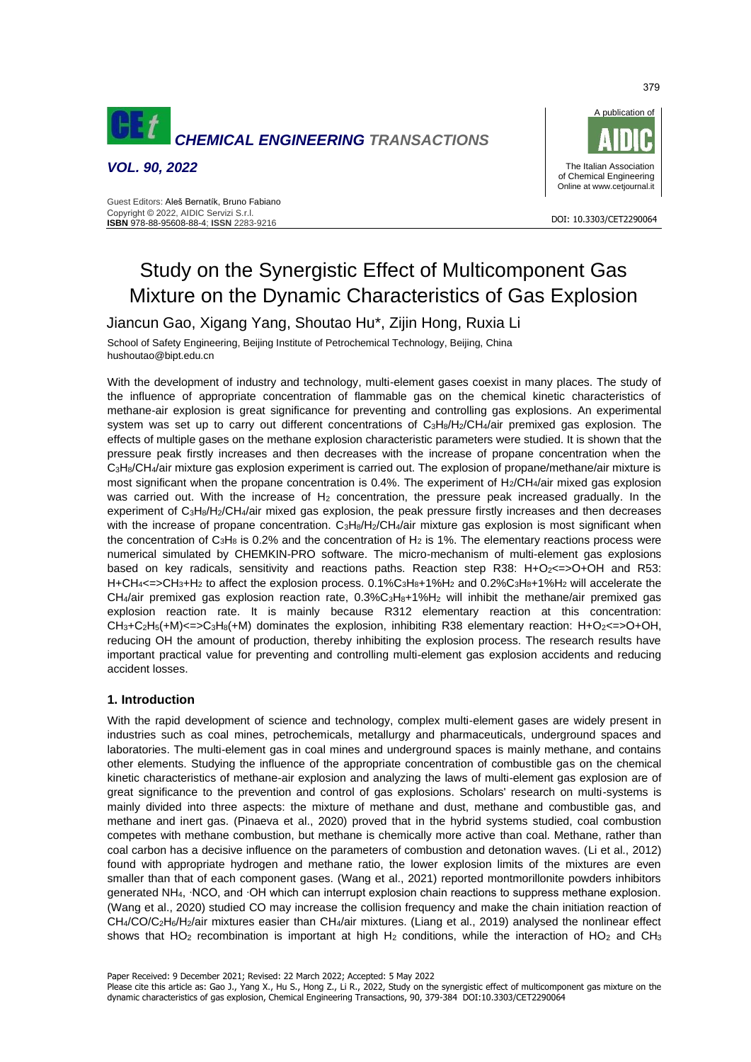# Study on the Synergistic Effect of Multicomponent Gas Mixture on the Dynamic Characteristics of Gas Explosion

Jiancun Gao, Xigang Yang, Shoutao Hu*, Zijin Hong, Ruxia Li

School of Safety Engineering, Beijing Institute of Petrochemical Technology, Beijing, China
hushoutao@bipt.edu.cn

With the development of industry and technology, multi-element gases coexist in many places. The study of the influence of appropriate concentration of flammable gas on the chemical kinetic characteristics of methane-air explosion is great significance for preventing and controlling gas explosions. An experimental system was set up to carry out different concentrations of $C_3H_8$/$H_2$/$CH_4$/air premixed gas explosion. The effects of multiple gases on the methane explosion characteristic parameters were studied. It is shown that the pressure peak firstly increases and then decreases with the increase of propane concentration when the $C_3H_8$/$CH_4$/air mixture gas explosion experiment is carried out. The explosion of propane/methane/air mixture is most significant when the propane concentration is 0.4%. The experiment of $H_2$/$CH_4$/air mixed gas explosion was carried out. With the increase of $H_2$ concentration, the pressure peak increased gradually. In the experiment of $C_3H_8$/$H_2$/$CH_4$/air mixed gas explosion, the peak pressure firstly increases and then decreases with the increase of propane concentration. $C_3H_8$/$H_2$/$CH_4$/air mixture gas explosion is most significant when the concentration of $C_3H_8$ is 0.2% and the concentration of $H_2$ is 1%. The elementary reactions process were numerical simulated by CHEMKIN-PRO software. The micro-mechanism of multi-element gas explosions based on key radicals, sensitivity and reactions paths. Reaction step R38: $H+O_2$<=>$O+OH$ and R53: $H+CH_4$<=>$CH_3+H_2$ to affect the explosion process. 0.1%$C_3H_8$+1%$H_2$ and 0.2%$C_3H_8$+1%$H_2$ will accelerate the $CH_4$/air premixed gas explosion reaction rate, 0.3%$C_3H_8$+1%$H_2$ will inhibit the methane/air premixed gas explosion reaction rate. It is mainly because R312 elementary reaction at this concentration: $CH_3+C_2H_5(+M)$<=>$C_3H_8(+M)$ dominates the explosion, inhibiting R38 elementary reaction: $H+O_2$<=>$O+OH$, reducing OH the amount of production, thereby inhibiting the explosion process. The research results have important practical value for preventing and controlling multi-element gas explosion accidents and reducing accident losses.

## 1. Introduction

With the rapid development of science and technology, complex multi-element gases are widely present in industries such as coal mines, petrochemicals, metallurgy and pharmaceuticals, underground spaces and laboratories. The multi-element gas in coal mines and underground spaces is mainly methane, and contains other elements. Studying the influence of the appropriate concentration of combustible gas on the chemical kinetic characteristics of methane-air explosion and analyzing the laws of multi-element gas explosion are of great significance to the prevention and control of gas explosions. Scholars' research on multi-systems is mainly divided into three aspects: the mixture of methane and dust, methane and combustible gas, and methane and inert gas. (Pinaeva et al., 2020) proved that in the hybrid systems studied, coal combustion competes with methane combustion, but methane is chemically more active than coal. Methane, rather than coal carbon has a decisive influence on the parameters of combustion and detonation waves. (Li et al., 2012) found with appropriate hydrogen and methane ratio, the lower explosion limits of the mixtures are even smaller than that of each component gases. (Wang et al., 2021) reported montmorillonite powders inhibitors generated $NH_4$, ·NCO, and ·OH which can interrupt explosion chain reactions to suppress methane explosion. (Wang et al., 2020) studied CO may increase the collision frequency and make the chain initiation reaction of $CH_4$/CO/$C_2H_6$/$H_2$/air mixtures easier than $CH_4$/air mixtures. (Liang et al., 2019) analysed the nonlinear effect shows that $HO_2$ recombination is important at high $H_2$ conditions, while the interaction of $HO_2$ and $CH_3$

Paper Received: 9 December 2021; Revised: 22 March 2022; Accepted: 5 May 2022

Please cite this article as: Gao J., Yang X., Hu S., Hong Z., Li R., 2022, Study on the synergistic effect of multicomponent gas mixture on the dynamic characteristics of gas explosion, Chemical Engineering Transactions, 90, 379-384 DOI:10.3303/CET2290064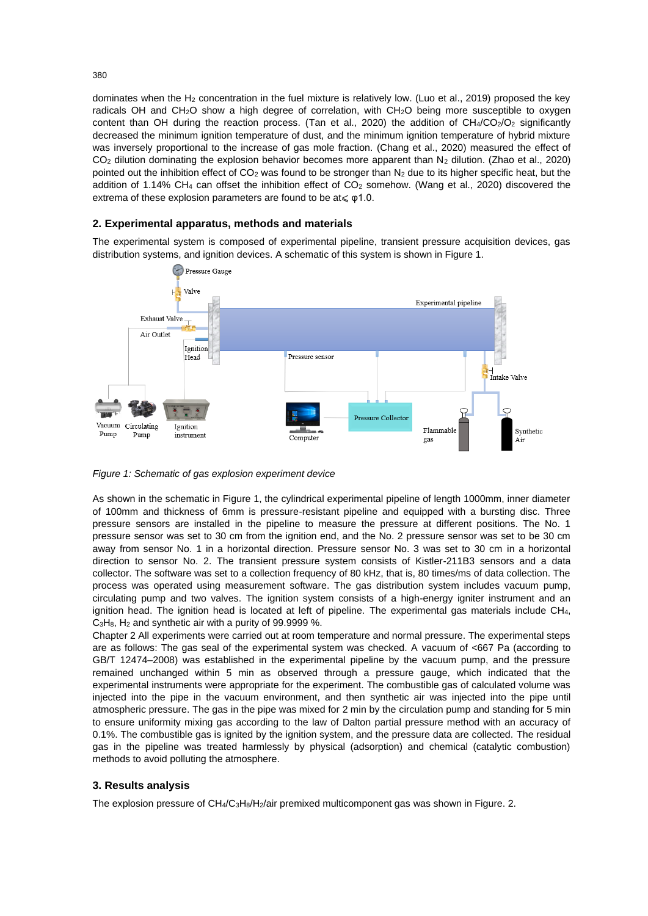dominates when the $H_2$ concentration in the fuel mixture is relatively low. (Luo et al., 2019) proposed the key radicals OH and $CH_2O$ show a high degree of correlation, with $CH_2O$ being more susceptible to oxygen content than OH during the reaction process. (Tan et al., 2020) the addition of $CH_4/CO_2/O_2$ significantly decreased the minimum ignition temperature of dust, and the minimum ignition temperature of hybrid mixture was inversely proportional to the increase of gas mole fraction. (Chang et al., 2020) measured the effect of $CO_2$ dilution dominating the explosion behavior becomes more apparent than $N_2$ dilution. (Zhao et al., 2020) pointed out the inhibition effect of $CO_2$ was found to be stronger than $N_2$ due to its higher specific heat, but the addition of 1.14% $CH_4$ can offset the inhibition effect of $CO_2$ somehow. (Wang et al., 2020) discovered the extrema of these explosion parameters are found to be at$\leqslant \varphi$1.0.

## 2. Experimental apparatus, methods and materials

The experimental system is composed of experimental pipeline, transient pressure acquisition devices, gas distribution systems, and ignition devices. A schematic of this system is shown in Figure 1.

*Figure 1: Schematic of gas explosion experiment device*

As shown in the schematic in Figure 1, the cylindrical experimental pipeline of length 1000mm, inner diameter of 100mm and thickness of 6mm is pressure-resistant pipeline and equipped with a bursting disc. Three pressure sensors are installed in the pipeline to measure the pressure at different positions. The No. 1 pressure sensor was set to 30 cm from the ignition end, and the No. 2 pressure sensor was set to be 30 cm away from sensor No. 1 in a horizontal direction. Pressure sensor No. 3 was set to 30 cm in a horizontal direction to sensor No. 2. The transient pressure system consists of Kistler-211B3 sensors and a data collector. The software was set to a collection frequency of 80 kHz, that is, 80 times/ms of data collection. The process was operated using measurement software. The gas distribution system includes vacuum pump, circulating pump and two valves. The ignition system consists of a high-energy igniter instrument and an ignition head. The ignition head is located at left of pipeline. The experimental gas materials include $CH_4$, $C_3H_8$, $H_2$ and synthetic air with a purity of 99.9999 %.

Chapter 2 All experiments were carried out at room temperature and normal pressure. The experimental steps are as follows: The gas seal of the experimental system was checked. A vacuum of <667 Pa (according to GB/T 12474–2008) was established in the experimental pipeline by the vacuum pump, and the pressure remained unchanged within 5 min as observed through a pressure gauge, which indicated that the experimental instruments were appropriate for the experiment. The combustible gas of calculated volume was injected into the pipe in the vacuum environment, and then synthetic air was injected into the pipe until atmospheric pressure. The gas in the pipe was mixed for 2 min by the circulation pump and standing for 5 min to ensure uniformity mixing gas according to the law of Dalton partial pressure method with an accuracy of 0.1%. The combustible gas is ignited by the ignition system, and the pressure data are collected. The residual gas in the pipeline was treated harmlessly by physical (adsorption) and chemical (catalytic combustion) methods to avoid polluting the atmosphere.

## 3. Results analysis

The explosion pressure of $CH_4/C_3H_8/H_2$/air premixed multicomponent gas was shown in Figure. 2.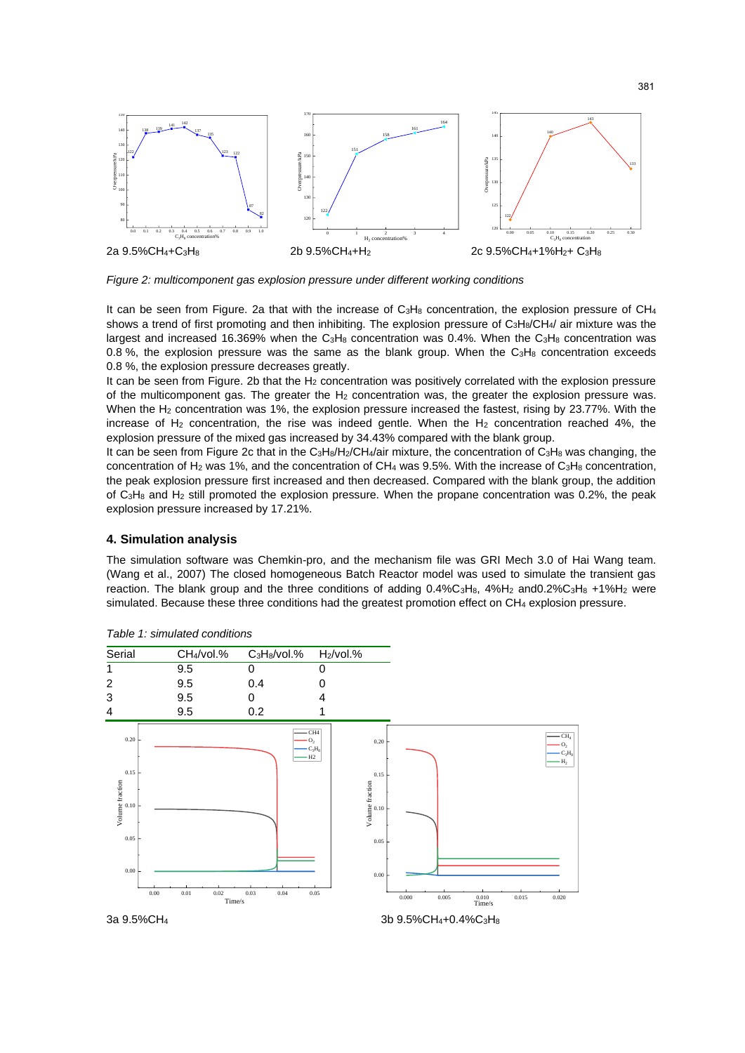2a 9.5%$CH_4$+$C_3H_8$ 2b 9.5%$CH_4$+$H_2$ 2c 9.5%$CH_4$+1%$H_2$+ $C_3H_8$

*Figure 2: multicomponent gas explosion pressure under different working conditions*

It can be seen from Figure. 2a that with the increase of $C_3H_8$ concentration, the explosion pressure of $CH_4$ shows a trend of first promoting and then inhibiting. The explosion pressure of $C_3H_8$/$CH_4$/ air mixture was the largest and increased 16.369% when the $C_3H_8$ concentration was 0.4%. When the $C_3H_8$ concentration was 0.8 %, the explosion pressure was the same as the blank group. When the $C_3H_8$ concentration exceeds 0.8 %, the explosion pressure decreases greatly.

It can be seen from Figure. 2b that the $H_2$ concentration was positively correlated with the explosion pressure of the multicomponent gas. The greater the $H_2$ concentration was, the greater the explosion pressure was. When the $H_2$ concentration was 1%, the explosion pressure increased the fastest, rising by 23.77%. With the increase of $H_2$ concentration, the rise was indeed gentle. When the $H_2$ concentration reached 4%, the explosion pressure of the mixed gas increased by 34.43% compared with the blank group.

It can be seen from Figure 2c that in the $C_3H_8$/$H_2$/$CH_4$/air mixture, the concentration of $C_3H_8$ was changing, the concentration of $H_2$ was 1%, and the concentration of $CH_4$ was 9.5%. With the increase of $C_3H_8$ concentration, the peak explosion pressure first increased and then decreased. Compared with the blank group, the addition of $C_3H_8$ and $H_2$ still promoted the explosion pressure. When the propane concentration was 0.2%, the peak explosion pressure increased by 17.21%.

## 4. Simulation analysis

The simulation software was Chemkin-pro, and the mechanism file was GRI Mech 3.0 of Hai Wang team. (Wang et al., 2007) The closed homogeneous Batch Reactor model was used to simulate the transient gas reaction. The blank group and the three conditions of adding 0.4%$C_3H_8$, 4%$H_2$ and0.2%$C_3H_8$ +1%$H_2$ were simulated. Because these three conditions had the greatest promotion effect on $CH_4$ explosion pressure.

*Table 1: simulated conditions*

| Serial | $CH_4$/vol.% | $C_3H_8$/vol.% | $H_2$/vol.% |
|---|---|---|---|
| 1 | 9.5 | 0 | 0 |
| 2 | 9.5 | 0.4 | 0 |
| 3 | 9.5 | 0 | 4 |
| 4 | 9.5 | 0.2 | 1 |

3a 9.5%$CH_4$ 3b 9.5%$CH_4$+0.4%$C_3H_8$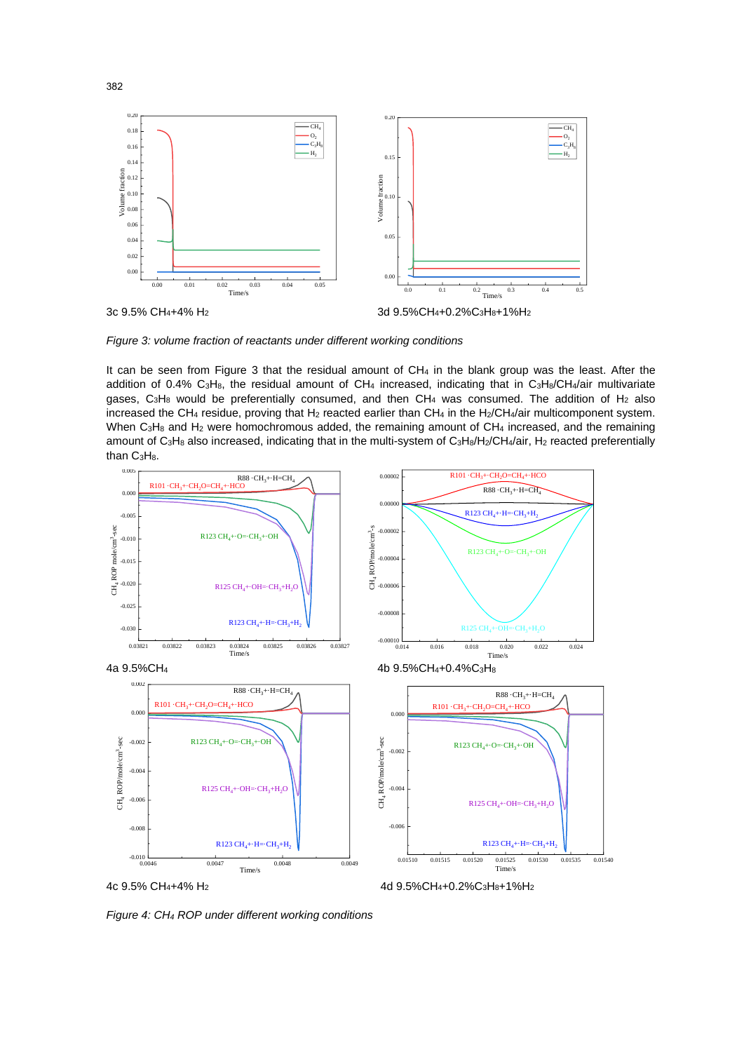3c 9.5% $CH_4$+4% $H_2$

3d 9.5%$CH_4$+0.2%$C_3H_8$+1%$H_2$

*Figure 3: volume fraction of reactants under different working conditions*

It can be seen from Figure 3 that the residual amount of $CH_4$ in the blank group was the least. After the addition of 0.4% $C_3H_8$, the residual amount of $CH_4$ increased, indicating that in $C_3H_8$/$CH_4$/air multivariate gases, $C_3H_8$ would be preferentially consumed, and then $CH_4$ was consumed. The addition of $H_2$ also increased the $CH_4$ residue, proving that $H_2$ reacted earlier than $CH_4$ in the $H_2$/$CH_4$/air multicomponent system. When $C_3H_8$ and $H_2$ were homochromous added, the remaining amount of $CH_4$ increased, and the remaining amount of $C_3H_8$ also increased, indicating that in the multi-system of $C_3H_8$/$H_2$/$CH_4$/air, $H_2$ reacted preferentially than $C_3H_8$.

4a 9.5%$CH_4$

4b 9.5%$CH_4$+0.4%$C_3H_8$

4c 9.5% $CH_4$+4% $H_2$

4d 9.5%$CH_4$+0.2%$C_3H_8$+1%$H_2$

*Figure 4: $CH_4$ ROP under different working conditions*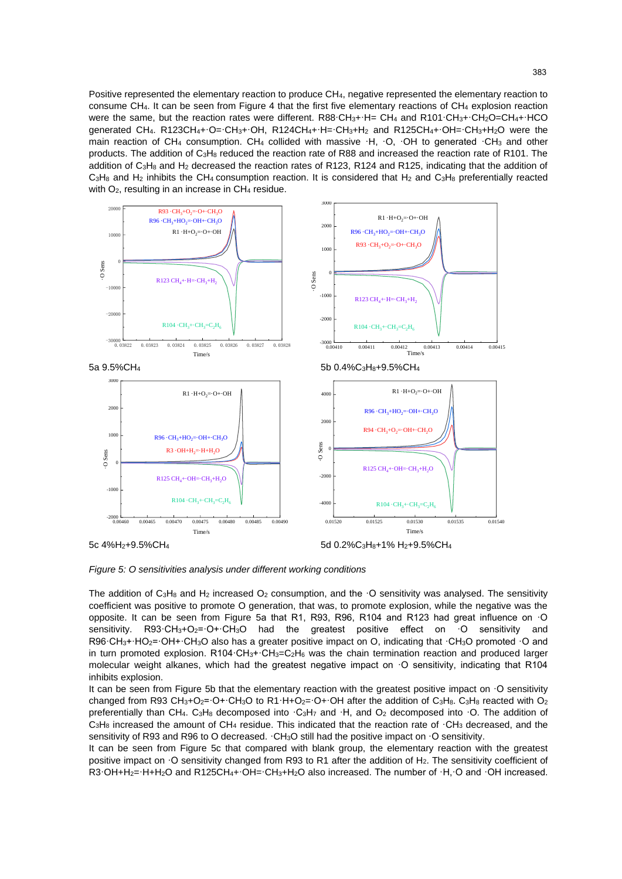Positive represented the elementary reaction to produce $CH_4$, negative represented the elementary reaction to consume $CH_4$. It can be seen from Figure 4 that the first five elementary reactions of $CH_4$ explosion reaction were the same, but the reaction rates were different. R88$\cdot CH_3 + \cdot H = CH_4$ and R101$\cdot CH_3 + \cdot CH_2O = CH_4 + \cdot HCO$ generated $CH_4$. R123$CH_4 + \cdot O = \cdot CH_3 + \cdot OH$, R124$CH_4 + \cdot H = \cdot CH_3 + H_2$ and R125$CH_4 + \cdot OH = \cdot CH_3 + H_2O$ were the main reaction of $CH_4$ consumption. $CH_4$ collided with massive $\cdot H$, $\cdot O$, $\cdot OH$ to generated $\cdot CH_3$ and other products. The addition of $C_3H_8$ reduced the reaction rate of R88 and increased the reaction rate of R101. The addition of $C_3H_8$ and $H_2$ decreased the reaction rates of R123, R124 and R125, indicating that the addition of $C_3H_8$ and $H_2$ inhibits the $CH_4$ consumption reaction. It is considered that $H_2$ and $C_3H_8$ preferentially reacted with $O_2$, resulting in an increase in $CH_4$ residue.

5a 9.5%$CH_4$

5b 0.4%$C_3H_8$+9.5%$CH_4$

5c 4%$H_2$+9.5%$CH_4$

5d 0.2%$C_3H_8$+1% $H_2$+9.5%$CH_4$

*Figure 5: O sensitivities analysis under different working conditions*

The addition of $C_3H_8$ and $H_2$ increased $O_2$ consumption, and the $\cdot O$ sensitivity was analysed. The sensitivity coefficient was positive to promote O generation, that was, to promote explosion, while the negative was the opposite. It can be seen from Figure 5a that R1, R93, R96, R104 and R123 had great influence on $\cdot O$ sensitivity. R93$\cdot CH_3 + O_2 = \cdot O + \cdot CH_3O$ had the greatest positive effect on $\cdot O$ sensitivity and R96$\cdot CH_3 + \cdot HO_2 = \cdot OH + \cdot CH_3O$ also has a greater positive impact on O, indicating that $\cdot CH_3O$ promoted $\cdot O$ and in turn promoted explosion. R104$\cdot CH_3 + \cdot CH_3 = C_2H_6$ was the chain termination reaction and produced larger molecular weight alkanes, which had the greatest negative impact on $\cdot O$ sensitivity, indicating that R104 inhibits explosion.

It can be seen from Figure 5b that the elementary reaction with the greatest positive impact on $\cdot O$ sensitivity changed from R93 $CH_3 + O_2 = \cdot O + \cdot CH_3O$ to R1$\cdot H + O_2 = \cdot O + \cdot OH$ after the addition of $C_3H_8$. $C_3H_8$ reacted with $O_2$ preferentially than $CH_4$. $C_3H_8$ decomposed into $\cdot C_3H_7$ and $\cdot H$, and $O_2$ decomposed into $\cdot O$. The addition of $C_3H_8$ increased the amount of $CH_4$ residue. This indicated that the reaction rate of $\cdot CH_3$ decreased, and the sensitivity of R93 and R96 to O decreased. $\cdot CH_3O$ still had the positive impact on $\cdot O$ sensitivity.

It can be seen from Figure 5c that compared with blank group, the elementary reaction with the greatest positive impact on $\cdot O$ sensitivity changed from R93 to R1 after the addition of $H_2$. The sensitivity coefficient of R3$\cdot OH + H_2 = \cdot H + H_2O$ and R125$CH_4 + \cdot OH = \cdot CH_3 + H_2O$ also increased. The number of $\cdot H$, $\cdot O$ and $\cdot OH$ increased.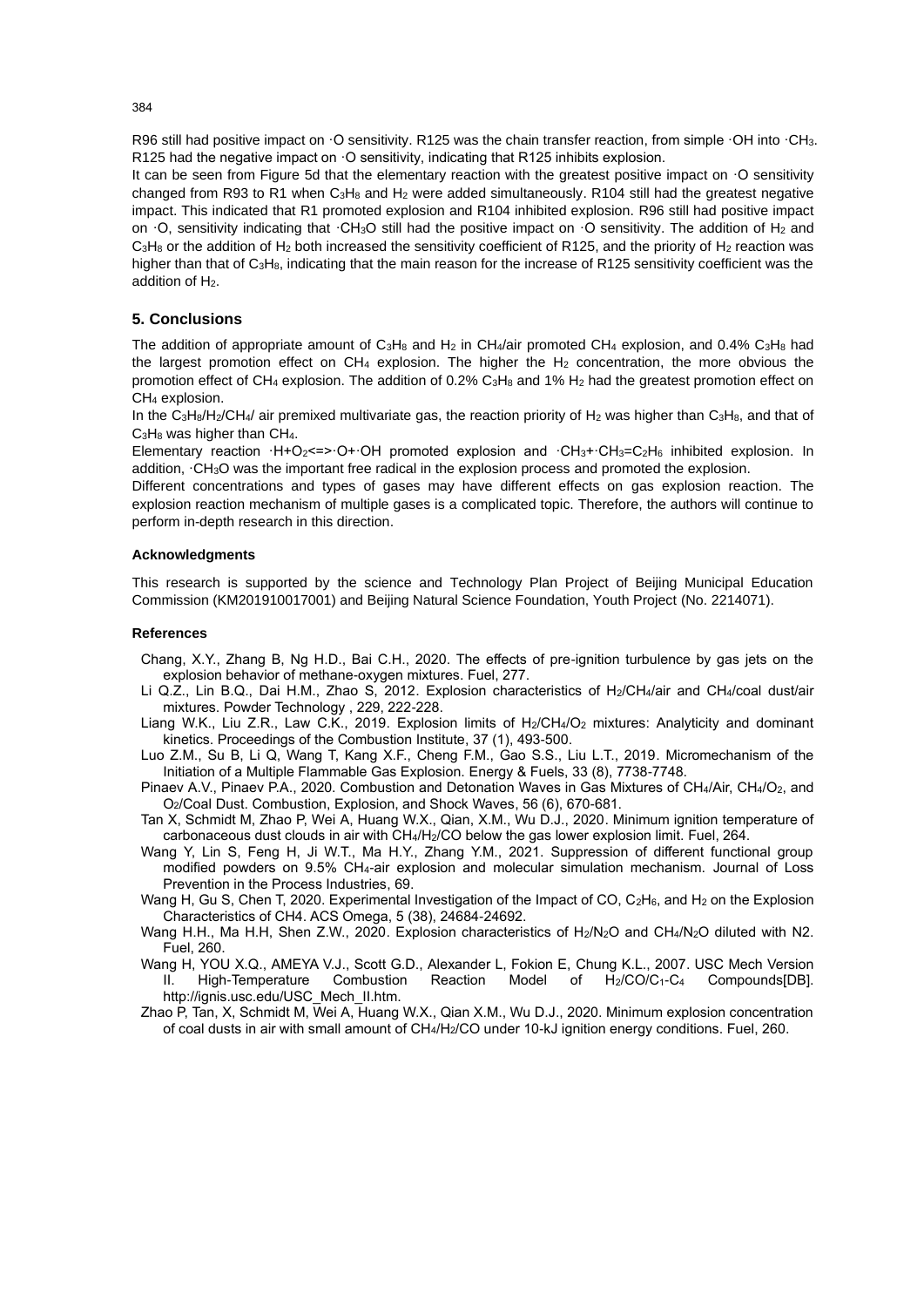R96 still had positive impact on $\cdot O$ sensitivity. R125 was the chain transfer reaction, from simple $\cdot OH$ into $\cdot CH_3$. R125 had the negative impact on $\cdot O$ sensitivity, indicating that R125 inhibits explosion.

It can be seen from Figure 5d that the elementary reaction with the greatest positive impact on $\cdot O$ sensitivity changed from R93 to R1 when $C_3H_8$ and $H_2$ were added simultaneously. R104 still had the greatest negative impact. This indicated that R1 promoted explosion and R104 inhibited explosion. R96 still had positive impact on $\cdot O$, sensitivity indicating that $\cdot CH_3O$ still had the positive impact on $\cdot O$ sensitivity. The addition of $H_2$ and $C_3H_8$ or the addition of $H_2$ both increased the sensitivity coefficient of R125, and the priority of $H_2$ reaction was higher than that of $C_3H_8$, indicating that the main reason for the increase of R125 sensitivity coefficient was the addition of $H_2$.

## 5. Conclusions

The addition of appropriate amount of $C_3H_8$ and $H_2$ in $CH_4$/air promoted $CH_4$ explosion, and 0.4% $C_3H_8$ had the largest promotion effect on $CH_4$ explosion. The higher the $H_2$ concentration, the more obvious the promotion effect of $CH_4$ explosion. The addition of 0.2% $C_3H_8$ and 1% $H_2$ had the greatest promotion effect on $CH_4$ explosion.

In the $C_3H_8$/$H_2$/$CH_4$/ air premixed multivariate gas, the reaction priority of $H_2$ was higher than $C_3H_8$, and that of $C_3H_8$ was higher than $CH_4$.

Elementary reaction $\cdot H+O_2$<=>$\cdot O+\cdot OH$ promoted explosion and $\cdot CH_3+\cdot CH_3=C_2H_6$ inhibited explosion. In addition, $\cdot CH_3O$ was the important free radical in the explosion process and promoted the explosion.

Different concentrations and types of gases may have different effects on gas explosion reaction. The explosion reaction mechanism of multiple gases is a complicated topic. Therefore, the authors will continue to perform in-depth research in this direction.

### Acknowledgments

This research is supported by the science and Technology Plan Project of Beijing Municipal Education Commission (KM201910017001) and Beijing Natural Science Foundation, Youth Project (No. 2214071).

### References

Chang, X.Y., Zhang B, Ng H.D., Bai C.H., 2020. The effects of pre-ignition turbulence by gas jets on the explosion behavior of methane-oxygen mixtures. Fuel, 277.

Li Q.Z., Lin B.Q., Dai H.M., Zhao S, 2012. Explosion characteristics of $H_2$/$CH_4$/air and $CH_4$/coal dust/air mixtures. Powder Technology , 229, 222-228.

Liang W.K., Liu Z.R., Law C.K., 2019. Explosion limits of $H_2$/$CH_4$/$O_2$ mixtures: Analyticity and dominant kinetics. Proceedings of the Combustion Institute, 37 (1), 493-500.

Luo Z.M., Su B, Li Q, Wang T, Kang X.F., Cheng F.M., Gao S.S., Liu L.T., 2019. Micromechanism of the Initiation of a Multiple Flammable Gas Explosion. Energy & Fuels, 33 (8), 7738-7748.

Pinaev A.V., Pinaev P.A., 2020. Combustion and Detonation Waves in Gas Mixtures of $CH_4$/Air, $CH_4$/$O_2$, and $O_2$/Coal Dust. Combustion, Explosion, and Shock Waves, 56 (6), 670-681.

Tan X, Schmidt M, Zhao P, Wei A, Huang W.X., Qian, X.M., Wu D.J., 2020. Minimum ignition temperature of carbonaceous dust clouds in air with $CH_4$/$H_2$/CO below the gas lower explosion limit. Fuel, 264.

Wang Y, Lin S, Feng H, Ji W.T., Ma H.Y., Zhang Y.M., 2021. Suppression of different functional group modified powders on 9.5% $CH_4$-air explosion and molecular simulation mechanism. Journal of Loss Prevention in the Process Industries, 69.

Wang H, Gu S, Chen T, 2020. Experimental Investigation of the Impact of CO, $C_2H_6$, and $H_2$ on the Explosion Characteristics of CH4. ACS Omega, 5 (38), 24684-24692.

Wang H.H., Ma H.H, Shen Z.W., 2020. Explosion characteristics of $H_2$/$N_2O$ and $CH_4$/$N_2O$ diluted with N2. Fuel, 260.

Wang H, YOU X.Q., AMEYA V.J., Scott G.D., Alexander L, Fokion E, Chung K.L., 2007. USC Mech Version II. High-Temperature Combustion Reaction Model of $H_2$/CO/$C_1$-$C_4$ Compounds[DB]. http://ignis.usc.edu/USC_Mech_II.htm.

Zhao P, Tan, X, Schmidt M, Wei A, Huang W.X., Qian X.M., Wu D.J., 2020. Minimum explosion concentration of coal dusts in air with small amount of $CH_4$/$H_2$/CO under 10-kJ ignition energy conditions. Fuel, 260.